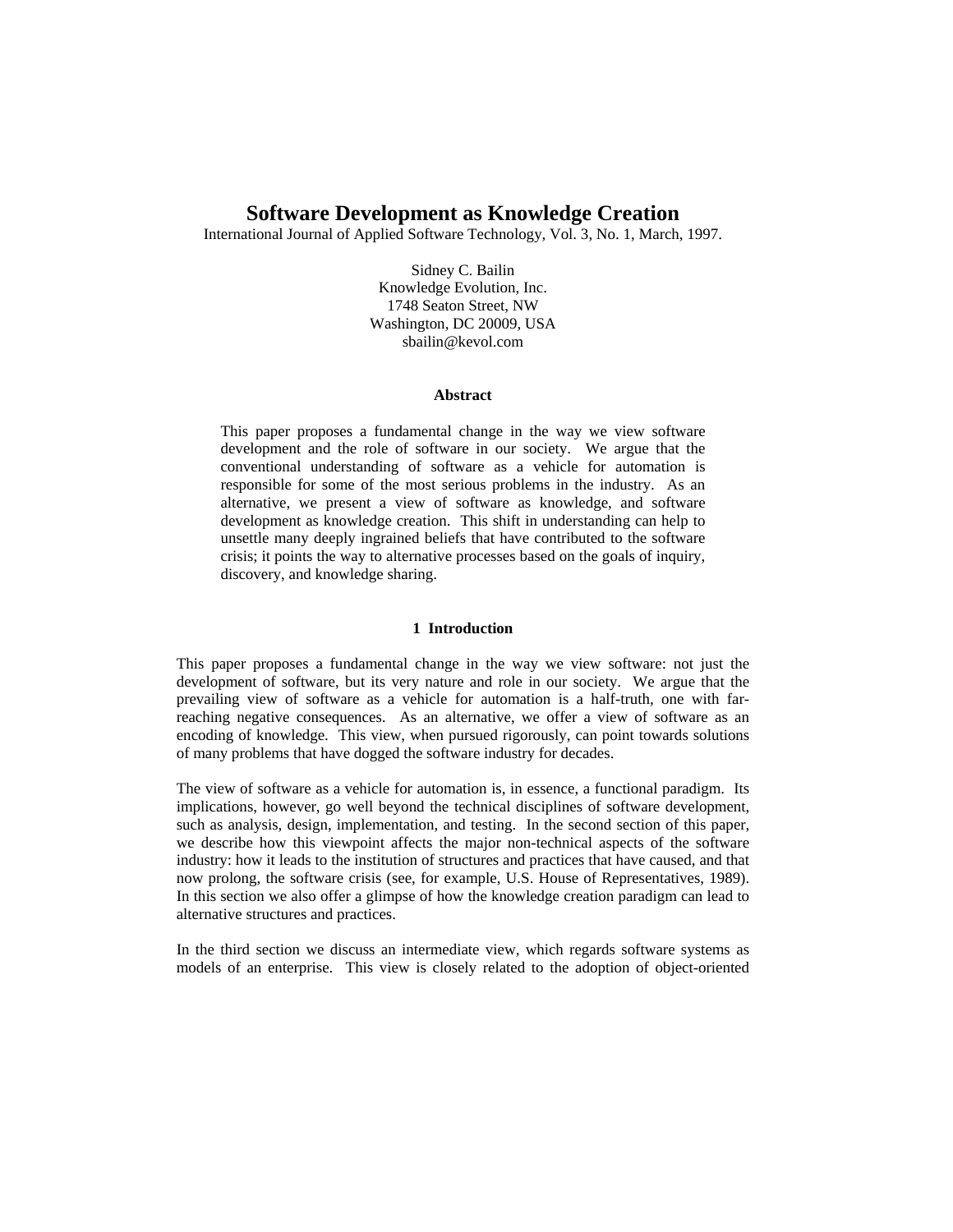# Software Development as Knowledge Creation

International Journal of Applied Software Technology, Vol. 3, No. 1, March, 1997.

Sidney C. Bailin
Knowledge Evolution, Inc.
1748 Seaton Street, NW
Washington, DC 20009, USA
sbailin@kevol.com

### Abstract

This paper proposes a fundamental change in the way we view software development and the role of software in our society. We argue that the conventional understanding of software as a vehicle for automation is responsible for some of the most serious problems in the industry. As an alternative, we present a view of software as knowledge, and software development as knowledge creation. This shift in understanding can help to unsettle many deeply ingrained beliefs that have contributed to the software crisis; it points the way to alternative processes based on the goals of inquiry, discovery, and knowledge sharing.

## 1 Introduction

This paper proposes a fundamental change in the way we view software: not just the development of software, but its very nature and role in our society. We argue that the prevailing view of software as a vehicle for automation is a half-truth, one with far-reaching negative consequences. As an alternative, we offer a view of software as an encoding of knowledge. This view, when pursued rigorously, can point towards solutions of many problems that have dogged the software industry for decades.

The view of software as a vehicle for automation is, in essence, a functional paradigm. Its implications, however, go well beyond the technical disciplines of software development, such as analysis, design, implementation, and testing. In the second section of this paper, we describe how this viewpoint affects the major non-technical aspects of the software industry: how it leads to the institution of structures and practices that have caused, and that now prolong, the software crisis (see, for example, U.S. House of Representatives, 1989). In this section we also offer a glimpse of how the knowledge creation paradigm can lead to alternative structures and practices.

In the third section we discuss an intermediate view, which regards software systems as models of an enterprise. This view is closely related to the adoption of object-oriented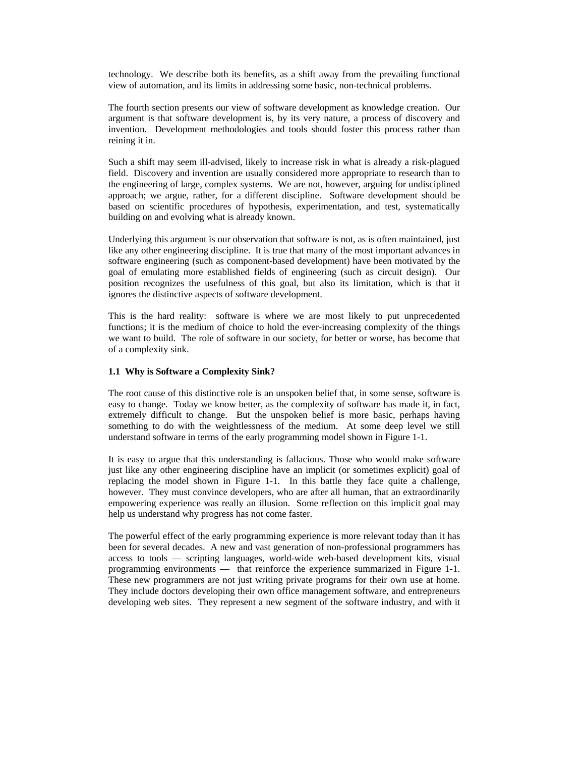technology. We describe both its benefits, as a shift away from the prevailing functional view of automation, and its limits in addressing some basic, non-technical problems.

The fourth section presents our view of software development as knowledge creation. Our argument is that software development is, by its very nature, a process of discovery and invention. Development methodologies and tools should foster this process rather than reining it in.

Such a shift may seem ill-advised, likely to increase risk in what is already a risk-plagued field. Discovery and invention are usually considered more appropriate to research than to the engineering of large, complex systems. We are not, however, arguing for undisciplined approach; we argue, rather, for a different discipline. Software development should be based on scientific procedures of hypothesis, experimentation, and test, systematically building on and evolving what is already known.

Underlying this argument is our observation that software is not, as is often maintained, just like any other engineering discipline. It is true that many of the most important advances in software engineering (such as component-based development) have been motivated by the goal of emulating more established fields of engineering (such as circuit design). Our position recognizes the usefulness of this goal, but also its limitation, which is that it ignores the distinctive aspects of software development.

This is the hard reality: software is where we are most likely to put unprecedented functions; it is the medium of choice to hold the ever-increasing complexity of the things we want to build. The role of software in our society, for better or worse, has become that of a complexity sink.

### 1.1 Why is Software a Complexity Sink?

The root cause of this distinctive role is an unspoken belief that, in some sense, software is easy to change. Today we know better, as the complexity of software has made it, in fact, extremely difficult to change. But the unspoken belief is more basic, perhaps having something to do with the weightlessness of the medium. At some deep level we still understand software in terms of the early programming model shown in Figure 1-1.

It is easy to argue that this understanding is fallacious. Those who would make software just like any other engineering discipline have an implicit (or sometimes explicit) goal of replacing the model shown in Figure 1-1. In this battle they face quite a challenge, however. They must convince developers, who are after all human, that an extraordinarily empowering experience was really an illusion. Some reflection on this implicit goal may help us understand why progress has not come faster.

The powerful effect of the early programming experience is more relevant today than it has been for several decades. A new and vast generation of non-professional programmers has access to tools — scripting languages, world-wide web-based development kits, visual programming environments — that reinforce the experience summarized in Figure 1-1. These new programmers are not just writing private programs for their own use at home. They include doctors developing their own office management software, and entrepreneurs developing web sites. They represent a new segment of the software industry, and with it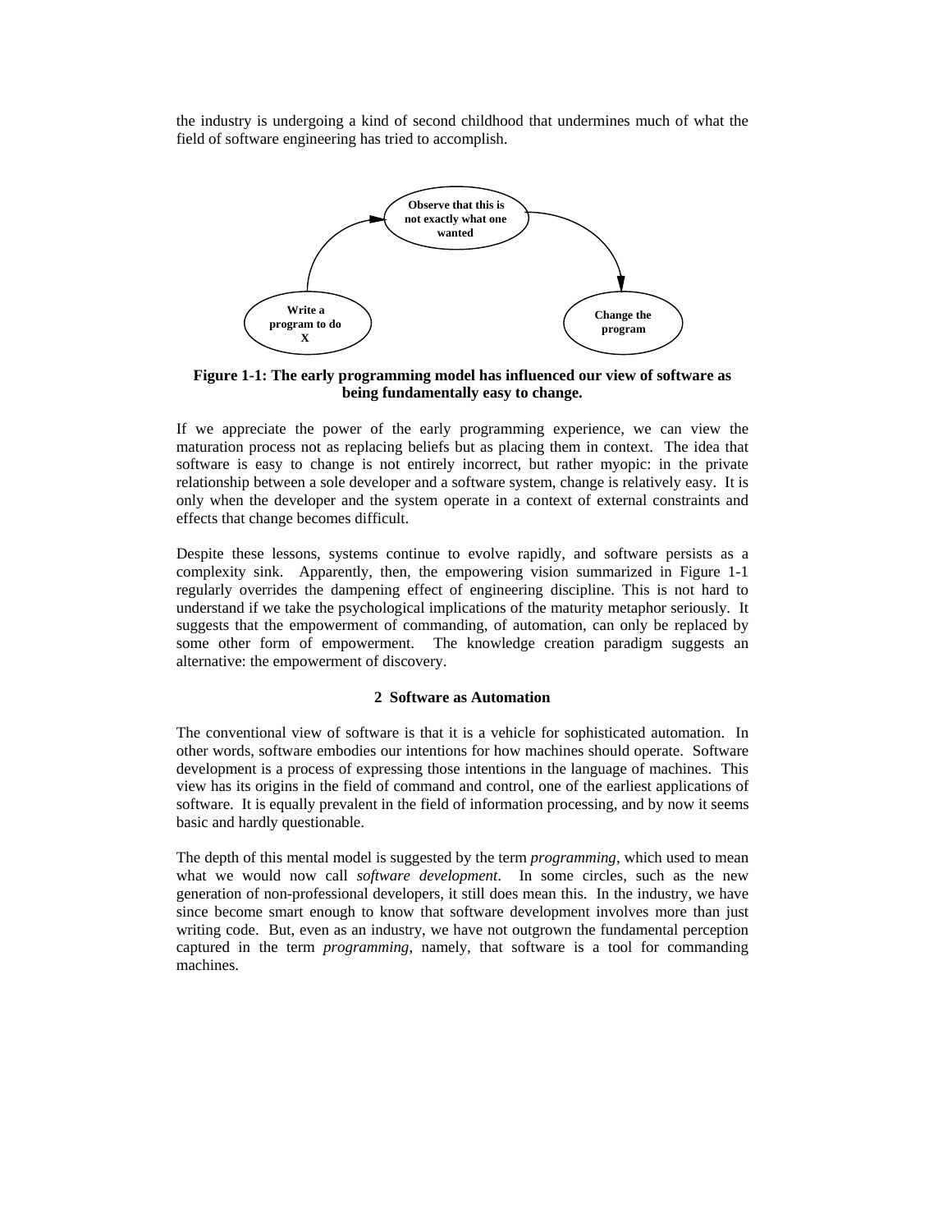the industry is undergoing a kind of second childhood that undermines much of what the field of software engineering has tried to accomplish.

**Figure 1-1: The early programming model has influenced our view of software as being fundamentally easy to change.**

If we appreciate the power of the early programming experience, we can view the maturation process not as replacing beliefs but as placing them in context. The idea that software is easy to change is not entirely incorrect, but rather myopic: in the private relationship between a sole developer and a software system, change is relatively easy. It is only when the developer and the system operate in a context of external constraints and effects that change becomes difficult.

Despite these lessons, systems continue to evolve rapidly, and software persists as a complexity sink. Apparently, then, the empowering vision summarized in Figure 1-1 regularly overrides the dampening effect of engineering discipline. This is not hard to understand if we take the psychological implications of the maturity metaphor seriously. It suggests that the empowerment of commanding, of automation, can only be replaced by some other form of empowerment. The knowledge creation paradigm suggests an alternative: the empowerment of discovery.

## 2 Software as Automation

The conventional view of software is that it is a vehicle for sophisticated automation. In other words, software embodies our intentions for how machines should operate. Software development is a process of expressing those intentions in the language of machines. This view has its origins in the field of command and control, one of the earliest applications of software. It is equally prevalent in the field of information processing, and by now it seems basic and hardly questionable.

The depth of this mental model is suggested by the term *programming*, which used to mean what we would now call *software development*. In some circles, such as the new generation of non-professional developers, it still does mean this. In the industry, we have since become smart enough to know that software development involves more than just writing code. But, even as an industry, we have not outgrown the fundamental perception captured in the term *programming*, namely, that software is a tool for commanding machines.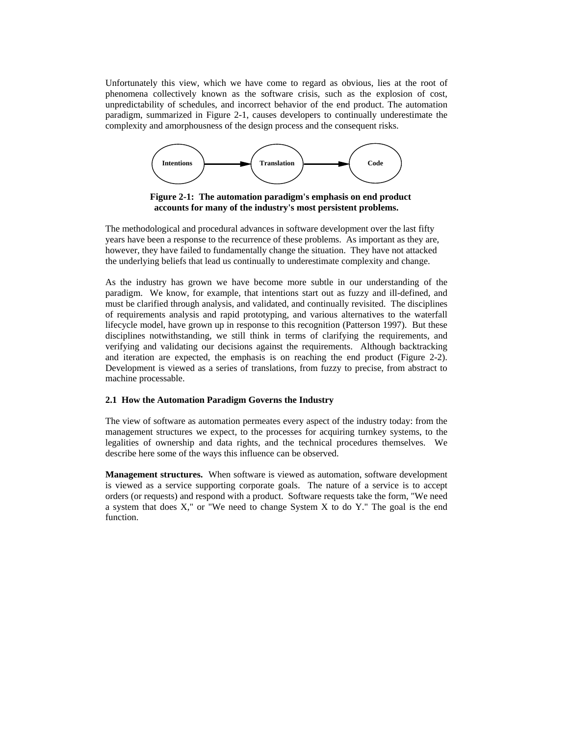Unfortunately this view, which we have come to regard as obvious, lies at the root of phenomena collectively known as the software crisis, such as the explosion of cost, unpredictability of schedules, and incorrect behavior of the end product. The automation paradigm, summarized in Figure 2-1, causes developers to continually underestimate the complexity and amorphousness of the design process and the consequent risks.

Intentions → Translation → Code

**Figure 2-1: The automation paradigm's emphasis on end product accounts for many of the industry's most persistent problems.**

The methodological and procedural advances in software development over the last fifty years have been a response to the recurrence of these problems. As important as they are, however, they have failed to fundamentally change the situation. They have not attacked the underlying beliefs that lead us continually to underestimate complexity and change.

As the industry has grown we have become more subtle in our understanding of the paradigm. We know, for example, that intentions start out as fuzzy and ill-defined, and must be clarified through analysis, and validated, and continually revisited. The disciplines of requirements analysis and rapid prototyping, and various alternatives to the waterfall lifecycle model, have grown up in response to this recognition (Patterson 1997). But these disciplines notwithstanding, we still think in terms of clarifying the requirements, and verifying and validating our decisions against the requirements. Although backtracking and iteration are expected, the emphasis is on reaching the end product (Figure 2-2). Development is viewed as a series of translations, from fuzzy to precise, from abstract to machine processable.

### 2.1 How the Automation Paradigm Governs the Industry

The view of software as automation permeates every aspect of the industry today: from the management structures we expect, to the processes for acquiring turnkey systems, to the legalities of ownership and data rights, and the technical procedures themselves. We describe here some of the ways this influence can be observed.

**Management structures.** When software is viewed as automation, software development is viewed as a service supporting corporate goals. The nature of a service is to accept orders (or requests) and respond with a product. Software requests take the form, "We need a system that does X," or "We need to change System X to do Y." The goal is the end function.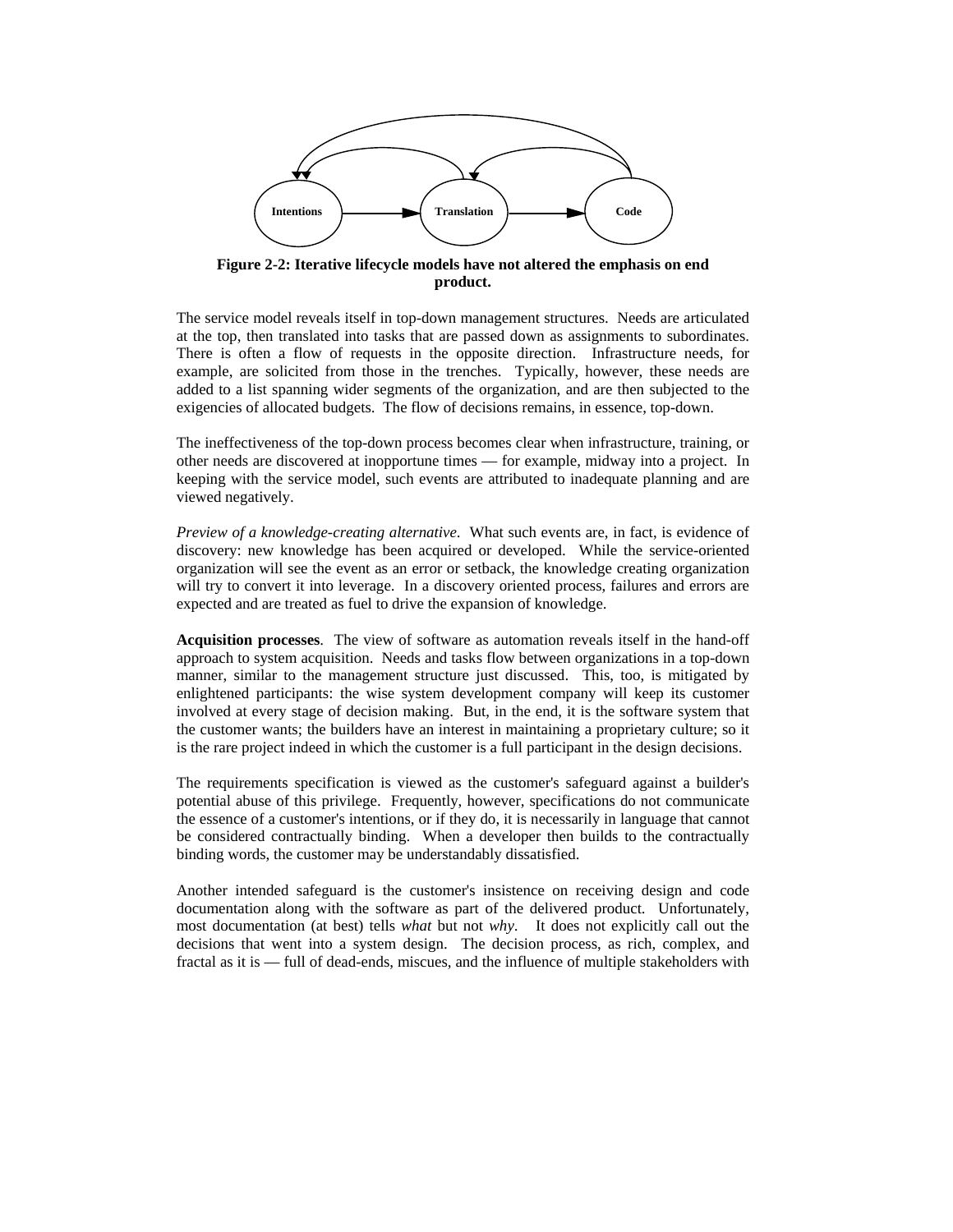**Figure 2-2: Iterative lifecycle models have not altered the emphasis on end product.**

The service model reveals itself in top-down management structures. Needs are articulated at the top, then translated into tasks that are passed down as assignments to subordinates. There is often a flow of requests in the opposite direction. Infrastructure needs, for example, are solicited from those in the trenches. Typically, however, these needs are added to a list spanning wider segments of the organization, and are then subjected to the exigencies of allocated budgets. The flow of decisions remains, in essence, top-down.

The ineffectiveness of the top-down process becomes clear when infrastructure, training, or other needs are discovered at inopportune times — for example, midway into a project. In keeping with the service model, such events are attributed to inadequate planning and are viewed negatively.

*Preview of a knowledge-creating alternative*. What such events are, in fact, is evidence of discovery: new knowledge has been acquired or developed. While the service-oriented organization will see the event as an error or setback, the knowledge creating organization will try to convert it into leverage. In a discovery oriented process, failures and errors are expected and are treated as fuel to drive the expansion of knowledge.

**Acquisition processes**. The view of software as automation reveals itself in the hand-off approach to system acquisition. Needs and tasks flow between organizations in a top-down manner, similar to the management structure just discussed. This, too, is mitigated by enlightened participants: the wise system development company will keep its customer involved at every stage of decision making. But, in the end, it is the software system that the customer wants; the builders have an interest in maintaining a proprietary culture; so it is the rare project indeed in which the customer is a full participant in the design decisions.

The requirements specification is viewed as the customer's safeguard against a builder's potential abuse of this privilege. Frequently, however, specifications do not communicate the essence of a customer's intentions, or if they do, it is necessarily in language that cannot be considered contractually binding. When a developer then builds to the contractually binding words, the customer may be understandably dissatisfied.

Another intended safeguard is the customer's insistence on receiving design and code documentation along with the software as part of the delivered product. Unfortunately, most documentation (at best) tells *what* but not *why*. It does not explicitly call out the decisions that went into a system design. The decision process, as rich, complex, and fractal as it is — full of dead-ends, miscues, and the influence of multiple stakeholders with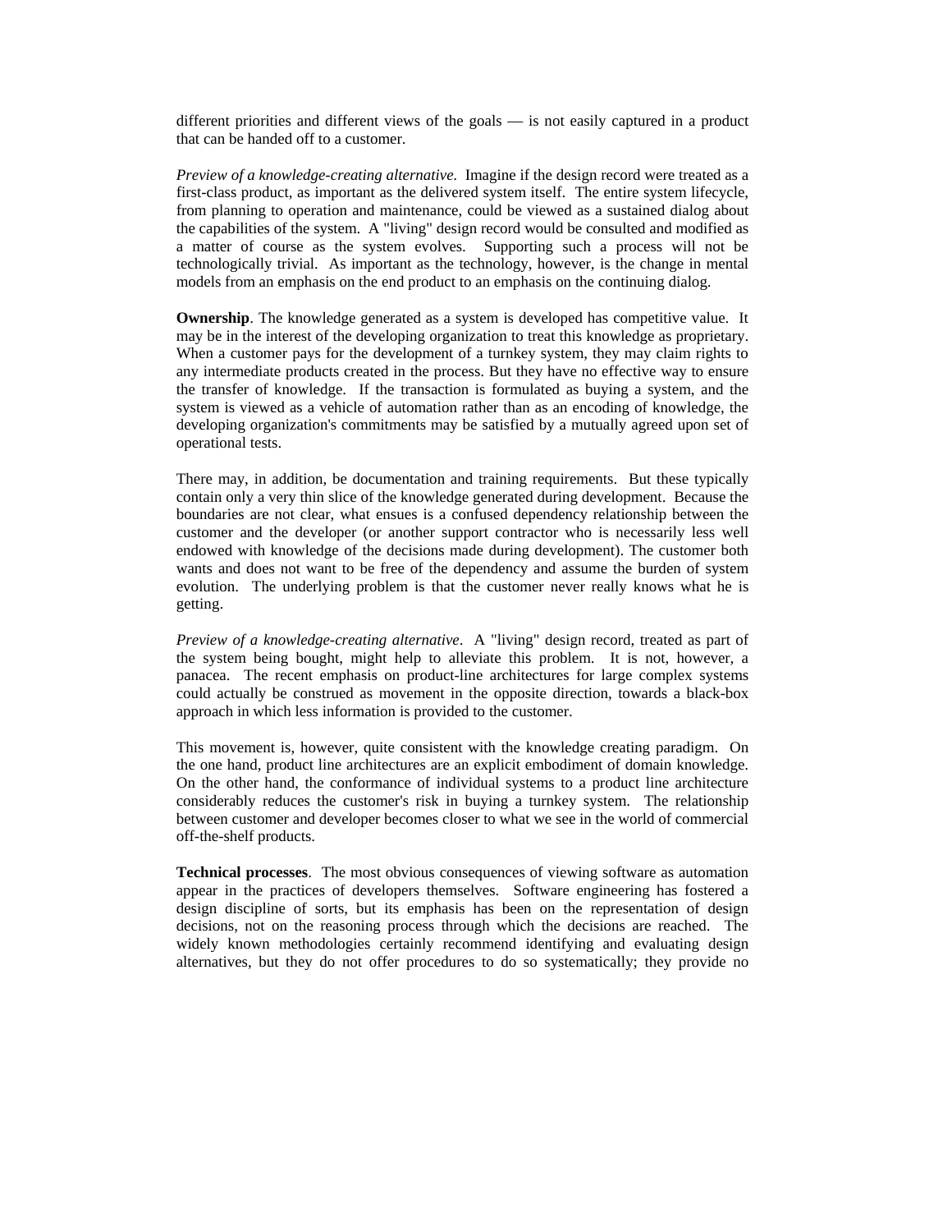different priorities and different views of the goals — is not easily captured in a product that can be handed off to a customer.

*Preview of a knowledge-creating alternative.* Imagine if the design record were treated as a first-class product, as important as the delivered system itself. The entire system lifecycle, from planning to operation and maintenance, could be viewed as a sustained dialog about the capabilities of the system. A "living" design record would be consulted and modified as a matter of course as the system evolves. Supporting such a process will not be technologically trivial. As important as the technology, however, is the change in mental models from an emphasis on the end product to an emphasis on the continuing dialog.

**Ownership**. The knowledge generated as a system is developed has competitive value. It may be in the interest of the developing organization to treat this knowledge as proprietary. When a customer pays for the development of a turnkey system, they may claim rights to any intermediate products created in the process. But they have no effective way to ensure the transfer of knowledge. If the transaction is formulated as buying a system, and the system is viewed as a vehicle of automation rather than as an encoding of knowledge, the developing organization's commitments may be satisfied by a mutually agreed upon set of operational tests.

There may, in addition, be documentation and training requirements. But these typically contain only a very thin slice of the knowledge generated during development. Because the boundaries are not clear, what ensues is a confused dependency relationship between the customer and the developer (or another support contractor who is necessarily less well endowed with knowledge of the decisions made during development). The customer both wants and does not want to be free of the dependency and assume the burden of system evolution. The underlying problem is that the customer never really knows what he is getting.

*Preview of a knowledge-creating alternative*. A "living" design record, treated as part of the system being bought, might help to alleviate this problem. It is not, however, a panacea. The recent emphasis on product-line architectures for large complex systems could actually be construed as movement in the opposite direction, towards a black-box approach in which less information is provided to the customer.

This movement is, however, quite consistent with the knowledge creating paradigm. On the one hand, product line architectures are an explicit embodiment of domain knowledge. On the other hand, the conformance of individual systems to a product line architecture considerably reduces the customer's risk in buying a turnkey system. The relationship between customer and developer becomes closer to what we see in the world of commercial off-the-shelf products.

**Technical processes**. The most obvious consequences of viewing software as automation appear in the practices of developers themselves. Software engineering has fostered a design discipline of sorts, but its emphasis has been on the representation of design decisions, not on the reasoning process through which the decisions are reached. The widely known methodologies certainly recommend identifying and evaluating design alternatives, but they do not offer procedures to do so systematically; they provide no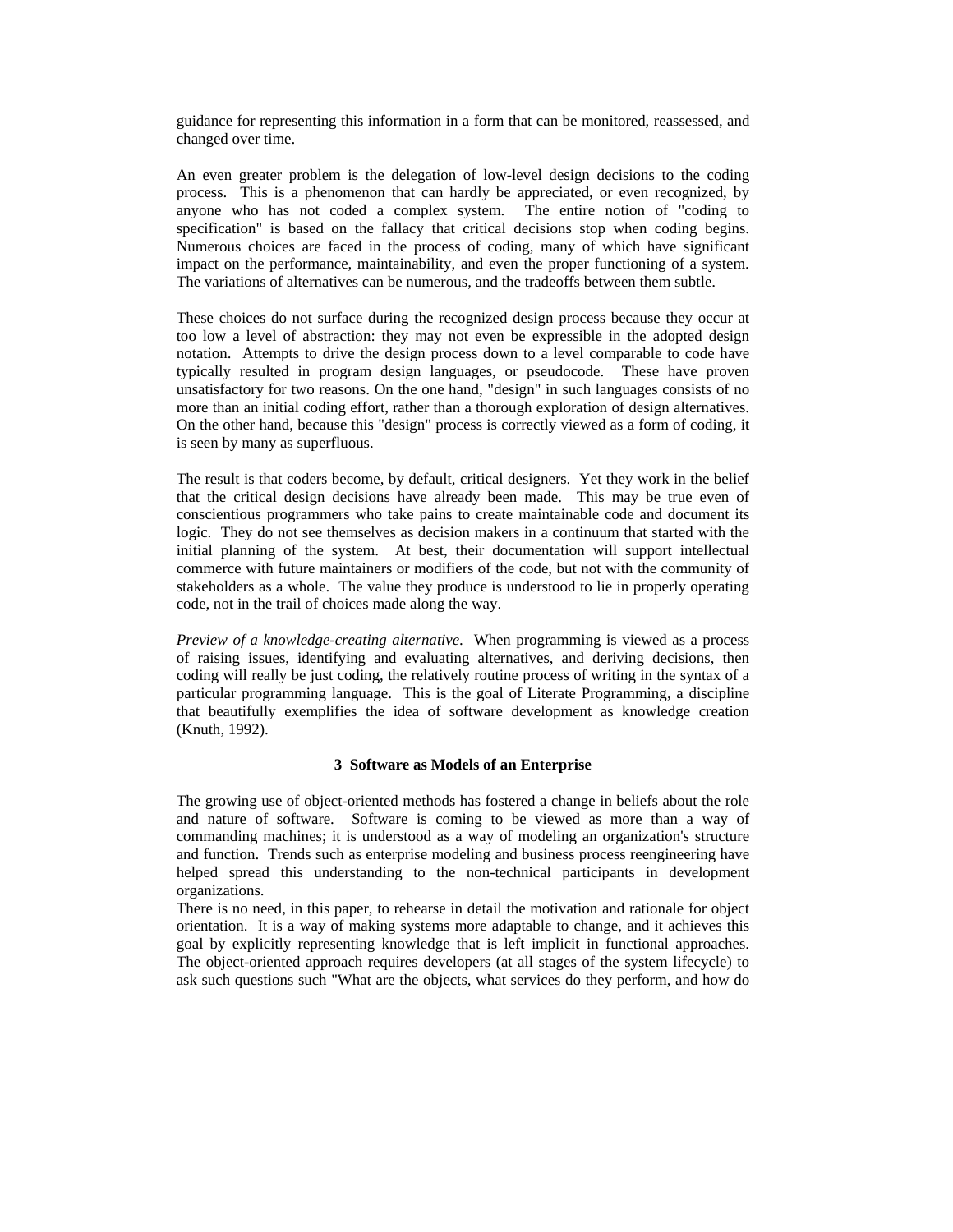guidance for representing this information in a form that can be monitored, reassessed, and changed over time.

An even greater problem is the delegation of low-level design decisions to the coding process. This is a phenomenon that can hardly be appreciated, or even recognized, by anyone who has not coded a complex system. The entire notion of "coding to specification" is based on the fallacy that critical decisions stop when coding begins. Numerous choices are faced in the process of coding, many of which have significant impact on the performance, maintainability, and even the proper functioning of a system. The variations of alternatives can be numerous, and the tradeoffs between them subtle.

These choices do not surface during the recognized design process because they occur at too low a level of abstraction: they may not even be expressible in the adopted design notation. Attempts to drive the design process down to a level comparable to code have typically resulted in program design languages, or pseudocode. These have proven unsatisfactory for two reasons. On the one hand, "design" in such languages consists of no more than an initial coding effort, rather than a thorough exploration of design alternatives. On the other hand, because this "design" process is correctly viewed as a form of coding, it is seen by many as superfluous.

The result is that coders become, by default, critical designers. Yet they work in the belief that the critical design decisions have already been made. This may be true even of conscientious programmers who take pains to create maintainable code and document its logic. They do not see themselves as decision makers in a continuum that started with the initial planning of the system. At best, their documentation will support intellectual commerce with future maintainers or modifiers of the code, but not with the community of stakeholders as a whole. The value they produce is understood to lie in properly operating code, not in the trail of choices made along the way.

*Preview of a knowledge-creating alternative*. When programming is viewed as a process of raising issues, identifying and evaluating alternatives, and deriving decisions, then coding will really be just coding, the relatively routine process of writing in the syntax of a particular programming language. This is the goal of Literate Programming, a discipline that beautifully exemplifies the idea of software development as knowledge creation (Knuth, 1992).

## 3 Software as Models of an Enterprise

The growing use of object-oriented methods has fostered a change in beliefs about the role and nature of software. Software is coming to be viewed as more than a way of commanding machines; it is understood as a way of modeling an organization's structure and function. Trends such as enterprise modeling and business process reengineering have helped spread this understanding to the non-technical participants in development organizations.

There is no need, in this paper, to rehearse in detail the motivation and rationale for object orientation. It is a way of making systems more adaptable to change, and it achieves this goal by explicitly representing knowledge that is left implicit in functional approaches. The object-oriented approach requires developers (at all stages of the system lifecycle) to ask such questions such "What are the objects, what services do they perform, and how do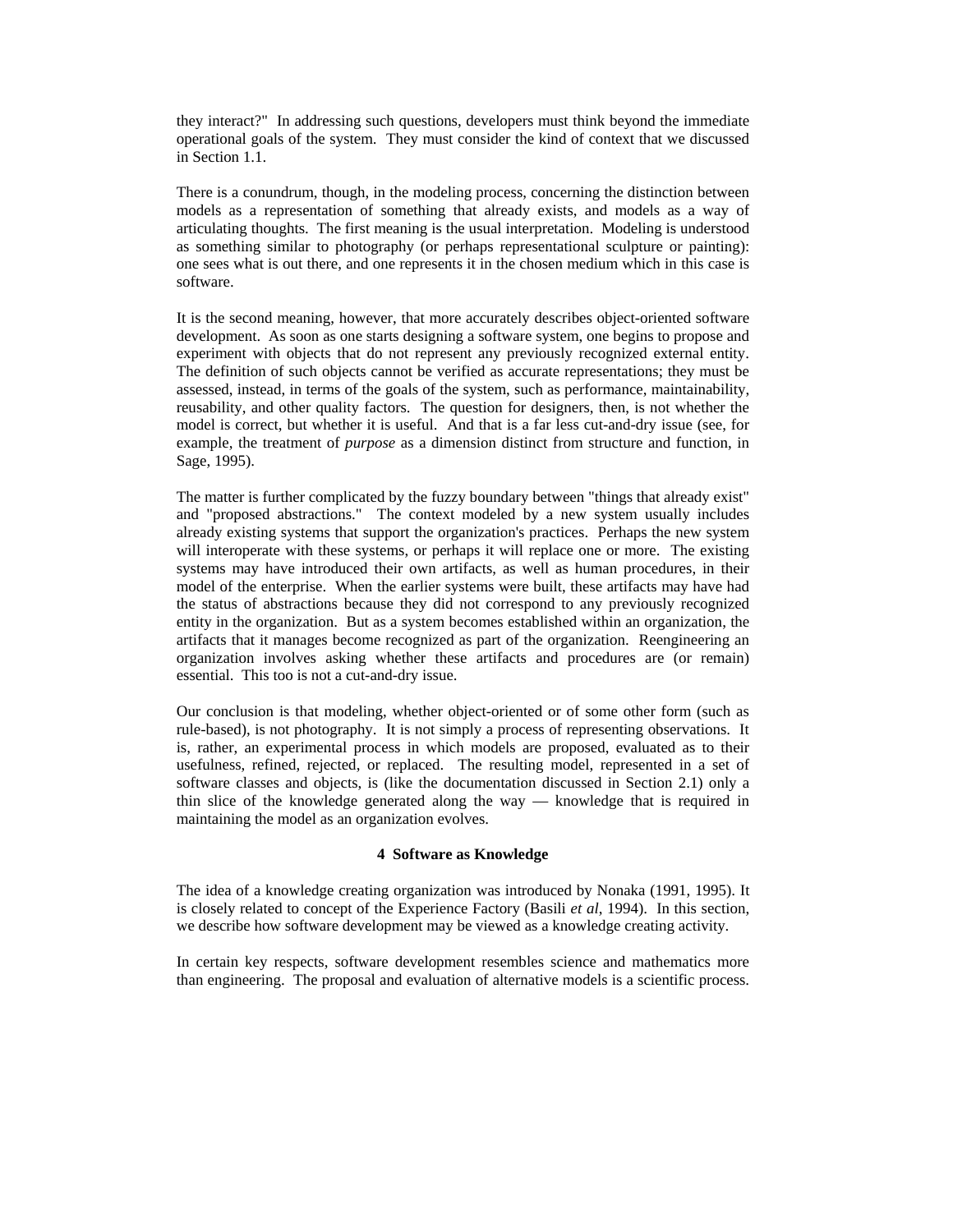they interact?" In addressing such questions, developers must think beyond the immediate operational goals of the system. They must consider the kind of context that we discussed in Section 1.1.

There is a conundrum, though, in the modeling process, concerning the distinction between models as a representation of something that already exists, and models as a way of articulating thoughts. The first meaning is the usual interpretation. Modeling is understood as something similar to photography (or perhaps representational sculpture or painting): one sees what is out there, and one represents it in the chosen medium which in this case is software.

It is the second meaning, however, that more accurately describes object-oriented software development. As soon as one starts designing a software system, one begins to propose and experiment with objects that do not represent any previously recognized external entity. The definition of such objects cannot be verified as accurate representations; they must be assessed, instead, in terms of the goals of the system, such as performance, maintainability, reusability, and other quality factors. The question for designers, then, is not whether the model is correct, but whether it is useful. And that is a far less cut-and-dry issue (see, for example, the treatment of *purpose* as a dimension distinct from structure and function, in Sage, 1995).

The matter is further complicated by the fuzzy boundary between "things that already exist" and "proposed abstractions." The context modeled by a new system usually includes already existing systems that support the organization's practices. Perhaps the new system will interoperate with these systems, or perhaps it will replace one or more. The existing systems may have introduced their own artifacts, as well as human procedures, in their model of the enterprise. When the earlier systems were built, these artifacts may have had the status of abstractions because they did not correspond to any previously recognized entity in the organization. But as a system becomes established within an organization, the artifacts that it manages become recognized as part of the organization. Reengineering an organization involves asking whether these artifacts and procedures are (or remain) essential. This too is not a cut-and-dry issue.

Our conclusion is that modeling, whether object-oriented or of some other form (such as rule-based), is not photography. It is not simply a process of representing observations. It is, rather, an experimental process in which models are proposed, evaluated as to their usefulness, refined, rejected, or replaced. The resulting model, represented in a set of software classes and objects, is (like the documentation discussed in Section 2.1) only a thin slice of the knowledge generated along the way — knowledge that is required in maintaining the model as an organization evolves.

## 4 Software as Knowledge

The idea of a knowledge creating organization was introduced by Nonaka (1991, 1995). It is closely related to concept of the Experience Factory (Basili *et al*, 1994). In this section, we describe how software development may be viewed as a knowledge creating activity.

In certain key respects, software development resembles science and mathematics more than engineering. The proposal and evaluation of alternative models is a scientific process.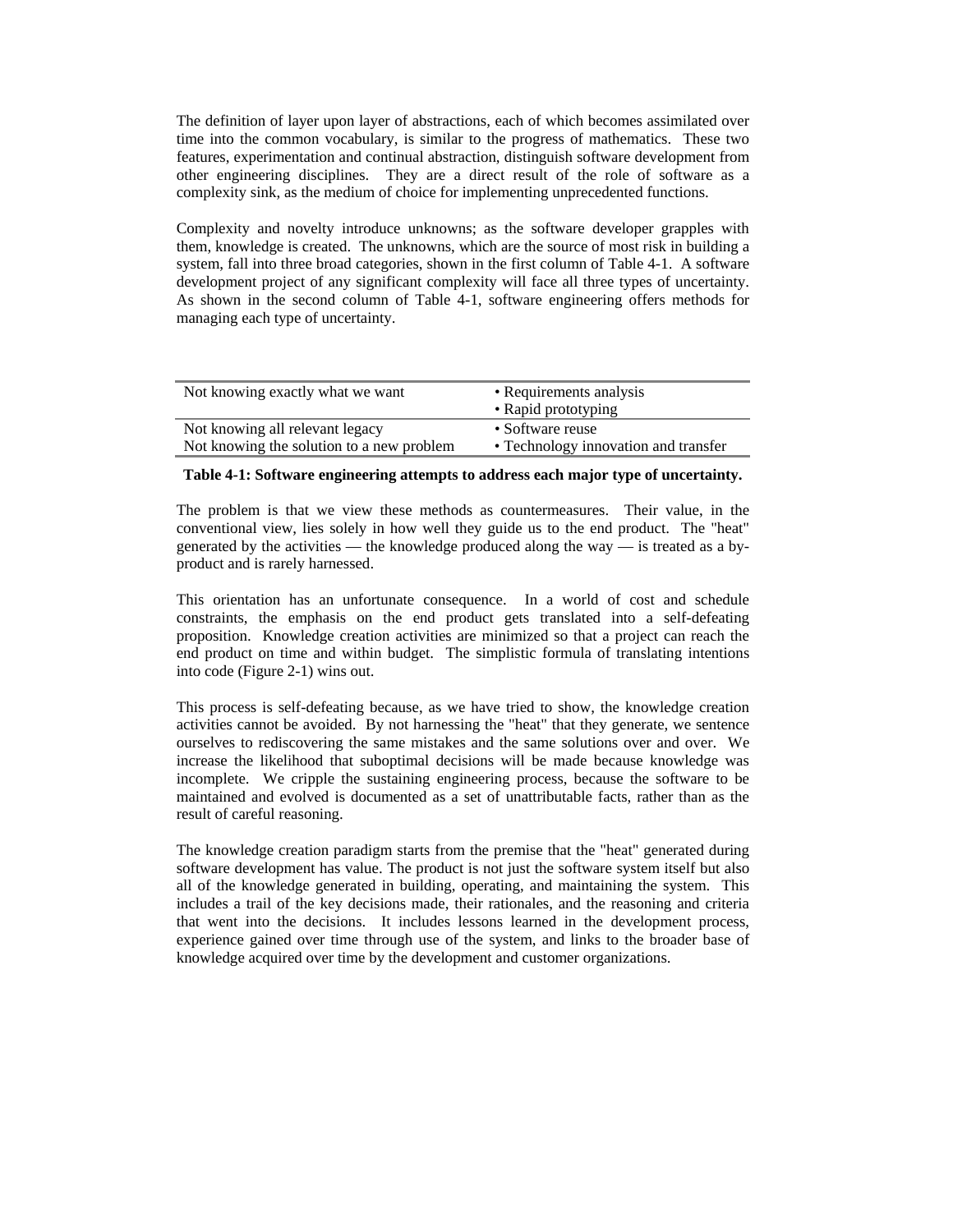The definition of layer upon layer of abstractions, each of which becomes assimilated over time into the common vocabulary, is similar to the progress of mathematics. These two features, experimentation and continual abstraction, distinguish software development from other engineering disciplines. They are a direct result of the role of software as a complexity sink, as the medium of choice for implementing unprecedented functions.

Complexity and novelty introduce unknowns; as the software developer grapples with them, knowledge is created. The unknowns, which are the source of most risk in building a system, fall into three broad categories, shown in the first column of Table 4-1. A software development project of any significant complexity will face all three types of uncertainty. As shown in the second column of Table 4-1, software engineering offers methods for managing each type of uncertainty.

| | |
|---|---|
| Not knowing exactly what we want | • Requirements analysis<br>• Rapid prototyping |
| Not knowing all relevant legacy | • Software reuse |
| Not knowing the solution to a new problem | • Technology innovation and transfer |

**Table 4-1: Software engineering attempts to address each major type of uncertainty.**

The problem is that we view these methods as countermeasures. Their value, in the conventional view, lies solely in how well they guide us to the end product. The "heat" generated by the activities — the knowledge produced along the way — is treated as a by-product and is rarely harnessed.

This orientation has an unfortunate consequence. In a world of cost and schedule constraints, the emphasis on the end product gets translated into a self-defeating proposition. Knowledge creation activities are minimized so that a project can reach the end product on time and within budget. The simplistic formula of translating intentions into code (Figure 2-1) wins out.

This process is self-defeating because, as we have tried to show, the knowledge creation activities cannot be avoided. By not harnessing the "heat" that they generate, we sentence ourselves to rediscovering the same mistakes and the same solutions over and over. We increase the likelihood that suboptimal decisions will be made because knowledge was incomplete. We cripple the sustaining engineering process, because the software to be maintained and evolved is documented as a set of unattributable facts, rather than as the result of careful reasoning.

The knowledge creation paradigm starts from the premise that the "heat" generated during software development has value. The product is not just the software system itself but also all of the knowledge generated in building, operating, and maintaining the system. This includes a trail of the key decisions made, their rationales, and the reasoning and criteria that went into the decisions. It includes lessons learned in the development process, experience gained over time through use of the system, and links to the broader base of knowledge acquired over time by the development and customer organizations.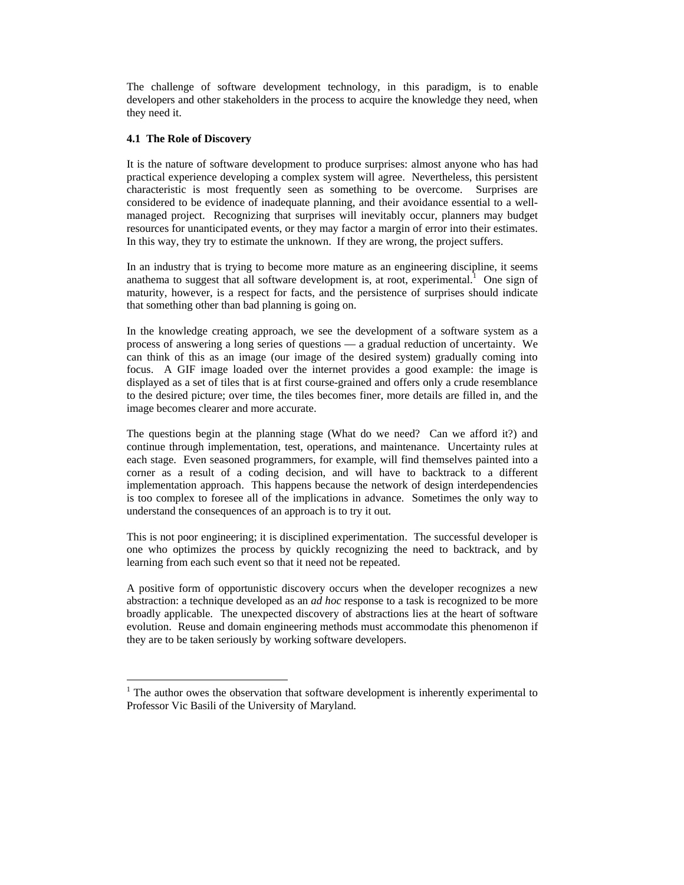The challenge of software development technology, in this paradigm, is to enable developers and other stakeholders in the process to acquire the knowledge they need, when they need it.

### 4.1 The Role of Discovery

It is the nature of software development to produce surprises: almost anyone who has had practical experience developing a complex system will agree. Nevertheless, this persistent characteristic is most frequently seen as something to be overcome. Surprises are considered to be evidence of inadequate planning, and their avoidance essential to a well-managed project. Recognizing that surprises will inevitably occur, planners may budget resources for unanticipated events, or they may factor a margin of error into their estimates. In this way, they try to estimate the unknown. If they are wrong, the project suffers.

In an industry that is trying to become more mature as an engineering discipline, it seems anathema to suggest that all software development is, at root, experimental.[1] One sign of maturity, however, is a respect for facts, and the persistence of surprises should indicate that something other than bad planning is going on.

In the knowledge creating approach, we see the development of a software system as a process of answering a long series of questions — a gradual reduction of uncertainty. We can think of this as an image (our image of the desired system) gradually coming into focus. A GIF image loaded over the internet provides a good example: the image is displayed as a set of tiles that is at first course-grained and offers only a crude resemblance to the desired picture; over time, the tiles becomes finer, more details are filled in, and the image becomes clearer and more accurate.

The questions begin at the planning stage (What do we need? Can we afford it?) and continue through implementation, test, operations, and maintenance. Uncertainty rules at each stage. Even seasoned programmers, for example, will find themselves painted into a corner as a result of a coding decision, and will have to backtrack to a different implementation approach. This happens because the network of design interdependencies is too complex to foresee all of the implications in advance. Sometimes the only way to understand the consequences of an approach is to try it out.

This is not poor engineering; it is disciplined experimentation. The successful developer is one who optimizes the process by quickly recognizing the need to backtrack, and by learning from each such event so that it need not be repeated.

A positive form of opportunistic discovery occurs when the developer recognizes a new abstraction: a technique developed as an *ad hoc* response to a task is recognized to be more broadly applicable. The unexpected discovery of abstractions lies at the heart of software evolution. Reuse and domain engineering methods must accommodate this phenomenon if they are to be taken seriously by working software developers.

---

[1] The author owes the observation that software development is inherently experimental to Professor Vic Basili of the University of Maryland.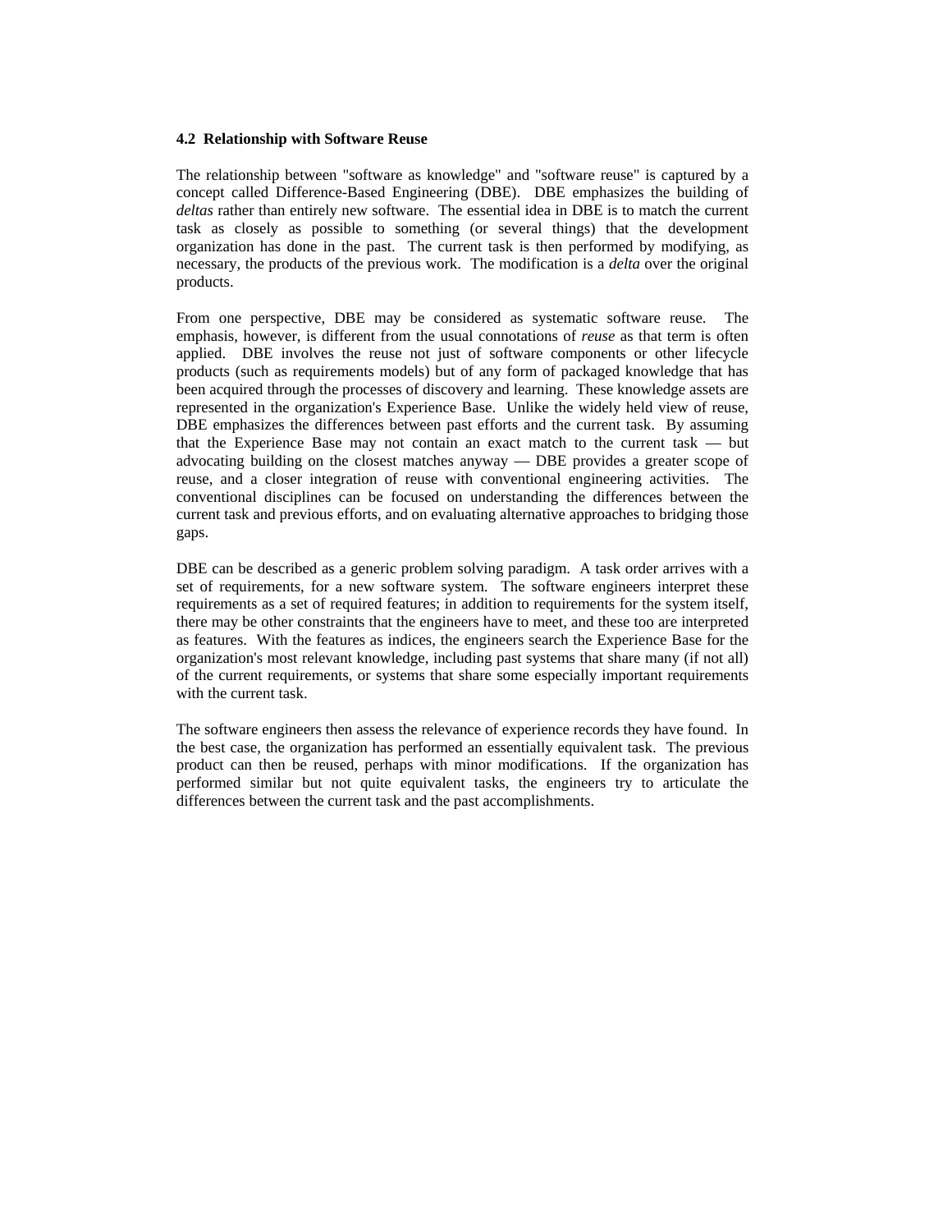### 4.2 Relationship with Software Reuse

The relationship between "software as knowledge" and "software reuse" is captured by a concept called Difference-Based Engineering (DBE). DBE emphasizes the building of *deltas* rather than entirely new software. The essential idea in DBE is to match the current task as closely as possible to something (or several things) that the development organization has done in the past. The current task is then performed by modifying, as necessary, the products of the previous work. The modification is a *delta* over the original products.

From one perspective, DBE may be considered as systematic software reuse. The emphasis, however, is different from the usual connotations of *reuse* as that term is often applied. DBE involves the reuse not just of software components or other lifecycle products (such as requirements models) but of any form of packaged knowledge that has been acquired through the processes of discovery and learning. These knowledge assets are represented in the organization's Experience Base. Unlike the widely held view of reuse, DBE emphasizes the differences between past efforts and the current task. By assuming that the Experience Base may not contain an exact match to the current task — but advocating building on the closest matches anyway — DBE provides a greater scope of reuse, and a closer integration of reuse with conventional engineering activities. The conventional disciplines can be focused on understanding the differences between the current task and previous efforts, and on evaluating alternative approaches to bridging those gaps.

DBE can be described as a generic problem solving paradigm. A task order arrives with a set of requirements, for a new software system. The software engineers interpret these requirements as a set of required features; in addition to requirements for the system itself, there may be other constraints that the engineers have to meet, and these too are interpreted as features. With the features as indices, the engineers search the Experience Base for the organization's most relevant knowledge, including past systems that share many (if not all) of the current requirements, or systems that share some especially important requirements with the current task.

The software engineers then assess the relevance of experience records they have found. In the best case, the organization has performed an essentially equivalent task. The previous product can then be reused, perhaps with minor modifications. If the organization has performed similar but not quite equivalent tasks, the engineers try to articulate the differences between the current task and the past accomplishments.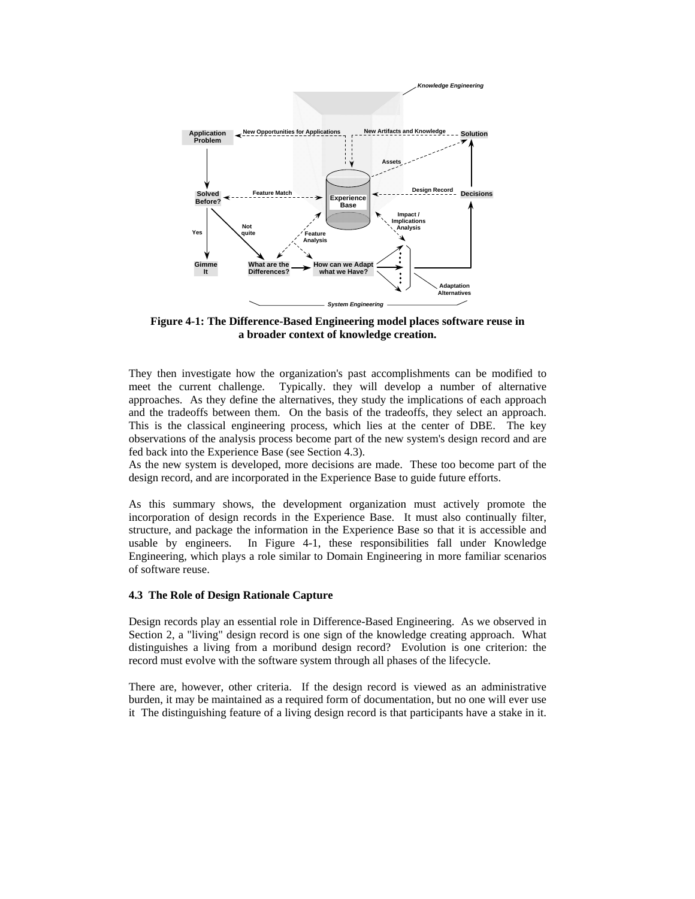**Figure 4-1: The Difference-Based Engineering model places software reuse in a broader context of knowledge creation.**

They then investigate how the organization's past accomplishments can be modified to meet the current challenge. Typically. they will develop a number of alternative approaches. As they define the alternatives, they study the implications of each approach and the tradeoffs between them. On the basis of the tradeoffs, they select an approach. This is the classical engineering process, which lies at the center of DBE. The key observations of the analysis process become part of the new system's design record and are fed back into the Experience Base (see Section 4.3).
As the new system is developed, more decisions are made. These too become part of the design record, and are incorporated in the Experience Base to guide future efforts.

As this summary shows, the development organization must actively promote the incorporation of design records in the Experience Base. It must also continually filter, structure, and package the information in the Experience Base so that it is accessible and usable by engineers. In Figure 4-1, these responsibilities fall under Knowledge Engineering, which plays a role similar to Domain Engineering in more familiar scenarios of software reuse.

### 4.3 The Role of Design Rationale Capture

Design records play an essential role in Difference-Based Engineering. As we observed in Section 2, a "living" design record is one sign of the knowledge creating approach. What distinguishes a living from a moribund design record? Evolution is one criterion: the record must evolve with the software system through all phases of the lifecycle.

There are, however, other criteria. If the design record is viewed as an administrative burden, it may be maintained as a required form of documentation, but no one will ever use it The distinguishing feature of a living design record is that participants have a stake in it.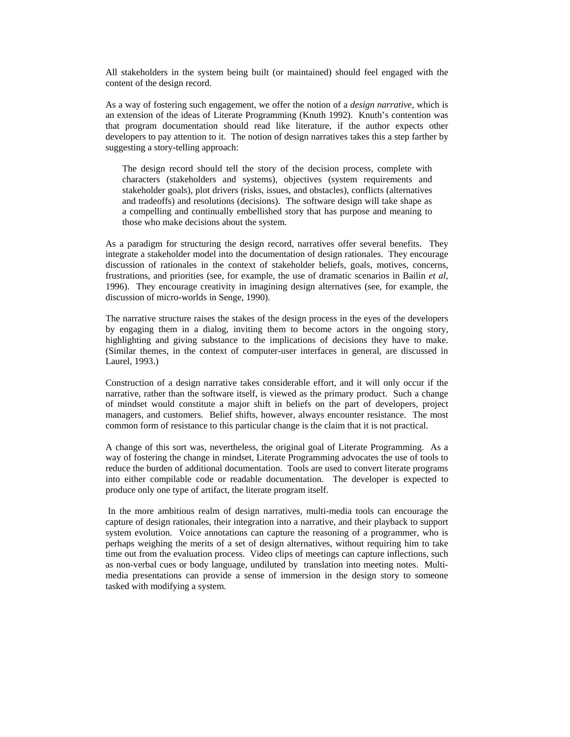All stakeholders in the system being built (or maintained) should feel engaged with the content of the design record.

As a way of fostering such engagement, we offer the notion of a *design narrative*, which is an extension of the ideas of Literate Programming (Knuth 1992). Knuth's contention was that program documentation should read like literature, if the author expects other developers to pay attention to it. The notion of design narratives takes this a step farther by suggesting a story-telling approach:

> The design record should tell the story of the decision process, complete with characters (stakeholders and systems), objectives (system requirements and stakeholder goals), plot drivers (risks, issues, and obstacles), conflicts (alternatives and tradeoffs) and resolutions (decisions). The software design will take shape as a compelling and continually embellished story that has purpose and meaning to those who make decisions about the system.

As a paradigm for structuring the design record, narratives offer several benefits. They integrate a stakeholder model into the documentation of design rationales. They encourage discussion of rationales in the context of stakeholder beliefs, goals, motives, concerns, frustrations, and priorities (see, for example, the use of dramatic scenarios in Bailin *et al*, 1996). They encourage creativity in imagining design alternatives (see, for example, the discussion of micro-worlds in Senge, 1990).

The narrative structure raises the stakes of the design process in the eyes of the developers by engaging them in a dialog, inviting them to become actors in the ongoing story, highlighting and giving substance to the implications of decisions they have to make. (Similar themes, in the context of computer-user interfaces in general, are discussed in Laurel, 1993.)

Construction of a design narrative takes considerable effort, and it will only occur if the narrative, rather than the software itself, is viewed as the primary product. Such a change of mindset would constitute a major shift in beliefs on the part of developers, project managers, and customers. Belief shifts, however, always encounter resistance. The most common form of resistance to this particular change is the claim that it is not practical.

A change of this sort was, nevertheless, the original goal of Literate Programming. As a way of fostering the change in mindset, Literate Programming advocates the use of tools to reduce the burden of additional documentation. Tools are used to convert literate programs into either compilable code or readable documentation. The developer is expected to produce only one type of artifact, the literate program itself.

In the more ambitious realm of design narratives, multi-media tools can encourage the capture of design rationales, their integration into a narrative, and their playback to support system evolution. Voice annotations can capture the reasoning of a programmer, who is perhaps weighing the merits of a set of design alternatives, without requiring him to take time out from the evaluation process. Video clips of meetings can capture inflections, such as non-verbal cues or body language, undiluted by translation into meeting notes. Multi-media presentations can provide a sense of immersion in the design story to someone tasked with modifying a system.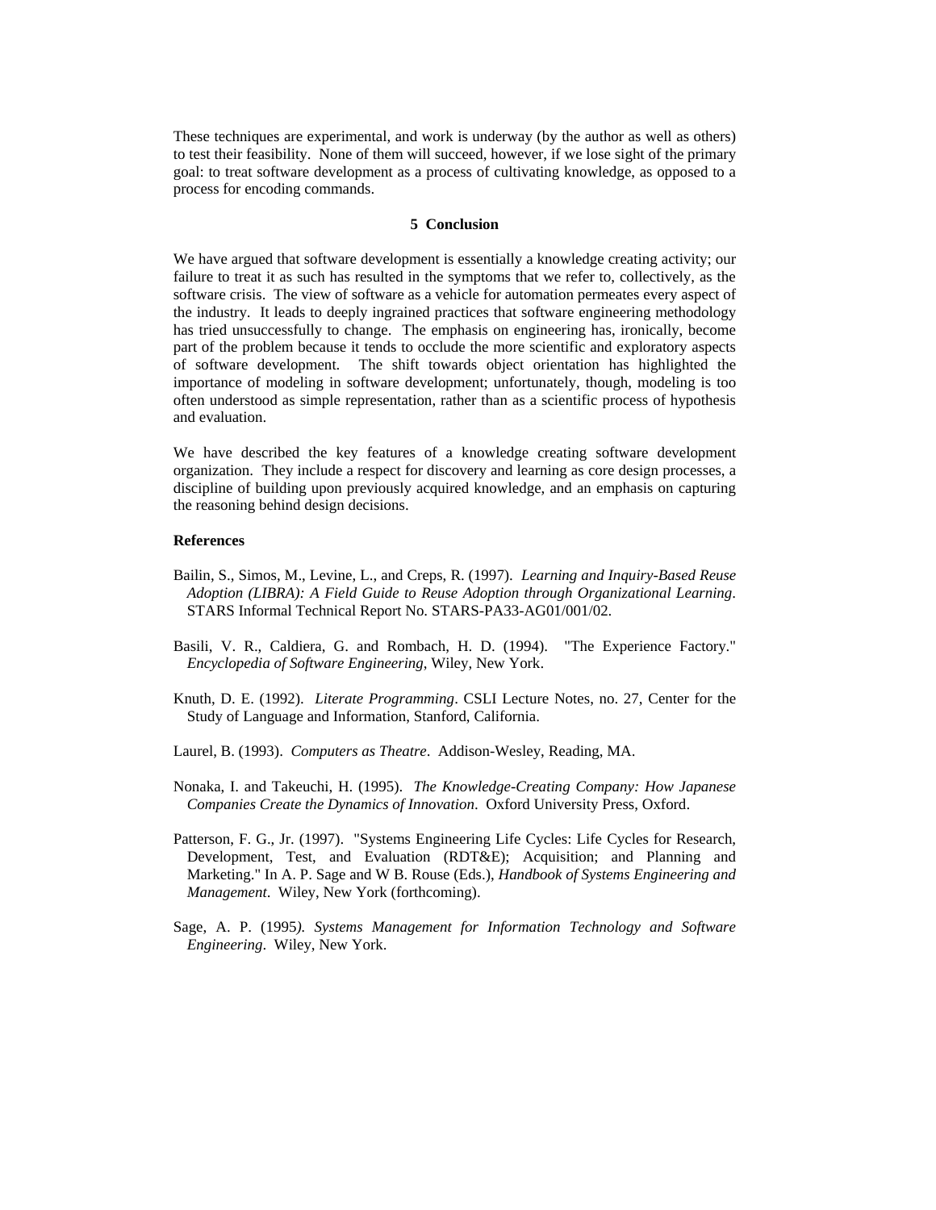These techniques are experimental, and work is underway (by the author as well as others) to test their feasibility. None of them will succeed, however, if we lose sight of the primary goal: to treat software development as a process of cultivating knowledge, as opposed to a process for encoding commands.

## 5 Conclusion

We have argued that software development is essentially a knowledge creating activity; our failure to treat it as such has resulted in the symptoms that we refer to, collectively, as the software crisis. The view of software as a vehicle for automation permeates every aspect of the industry. It leads to deeply ingrained practices that software engineering methodology has tried unsuccessfully to change. The emphasis on engineering has, ironically, become part of the problem because it tends to occlude the more scientific and exploratory aspects of software development. The shift towards object orientation has highlighted the importance of modeling in software development; unfortunately, though, modeling is too often understood as simple representation, rather than as a scientific process of hypothesis and evaluation.

We have described the key features of a knowledge creating software development organization. They include a respect for discovery and learning as core design processes, a discipline of building upon previously acquired knowledge, and an emphasis on capturing the reasoning behind design decisions.

### References

Bailin, S., Simos, M., Levine, L., and Creps, R. (1997). *Learning and Inquiry-Based Reuse Adoption (LIBRA): A Field Guide to Reuse Adoption through Organizational Learning*. STARS Informal Technical Report No. STARS-PA33-AG01/001/02.

Basili, V. R., Caldiera, G. and Rombach, H. D. (1994). "The Experience Factory." *Encyclopedia of Software Engineering*, Wiley, New York.

Knuth, D. E. (1992). *Literate Programming*. CSLI Lecture Notes, no. 27, Center for the Study of Language and Information, Stanford, California.

Laurel, B. (1993). *Computers as Theatre*. Addison-Wesley, Reading, MA.

Nonaka, I. and Takeuchi, H. (1995). *The Knowledge-Creating Company: How Japanese Companies Create the Dynamics of Innovation*. Oxford University Press, Oxford.

Patterson, F. G., Jr. (1997). "Systems Engineering Life Cycles: Life Cycles for Research, Development, Test, and Evaluation (RDT&E); Acquisition; and Planning and Marketing." In A. P. Sage and W B. Rouse (Eds.), *Handbook of Systems Engineering and Management*. Wiley, New York (forthcoming).

Sage, A. P. (1995). *Systems Management for Information Technology and Software Engineering*. Wiley, New York.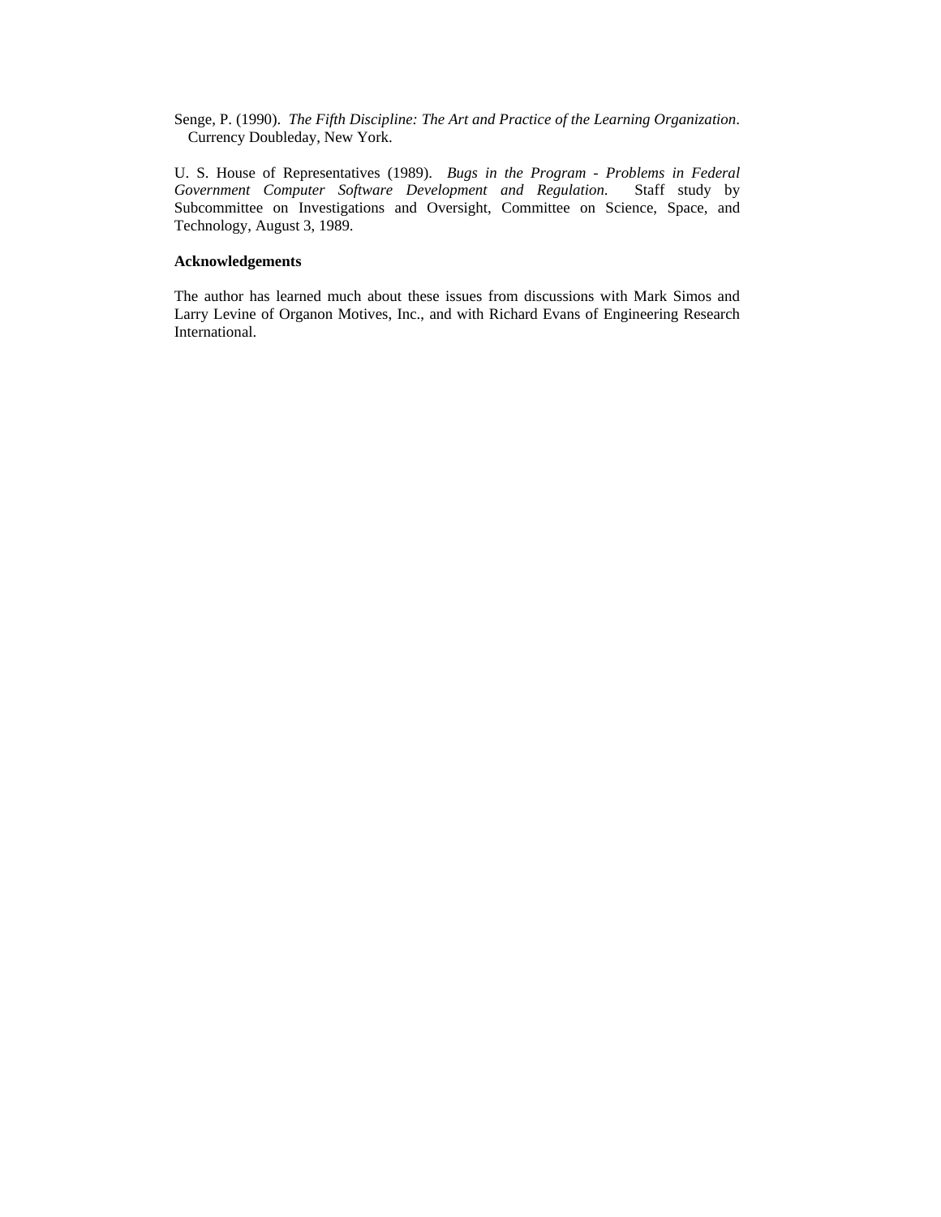Senge, P. (1990). *The Fifth Discipline: The Art and Practice of the Learning Organization*. Currency Doubleday, New York.

U. S. House of Representatives (1989). *Bugs in the Program - Problems in Federal Government Computer Software Development and Regulation.* Staff study by Subcommittee on Investigations and Oversight, Committee on Science, Space, and Technology, August 3, 1989.

**Acknowledgements**

The author has learned much about these issues from discussions with Mark Simos and Larry Levine of Organon Motives, Inc., and with Richard Evans of Engineering Research International.